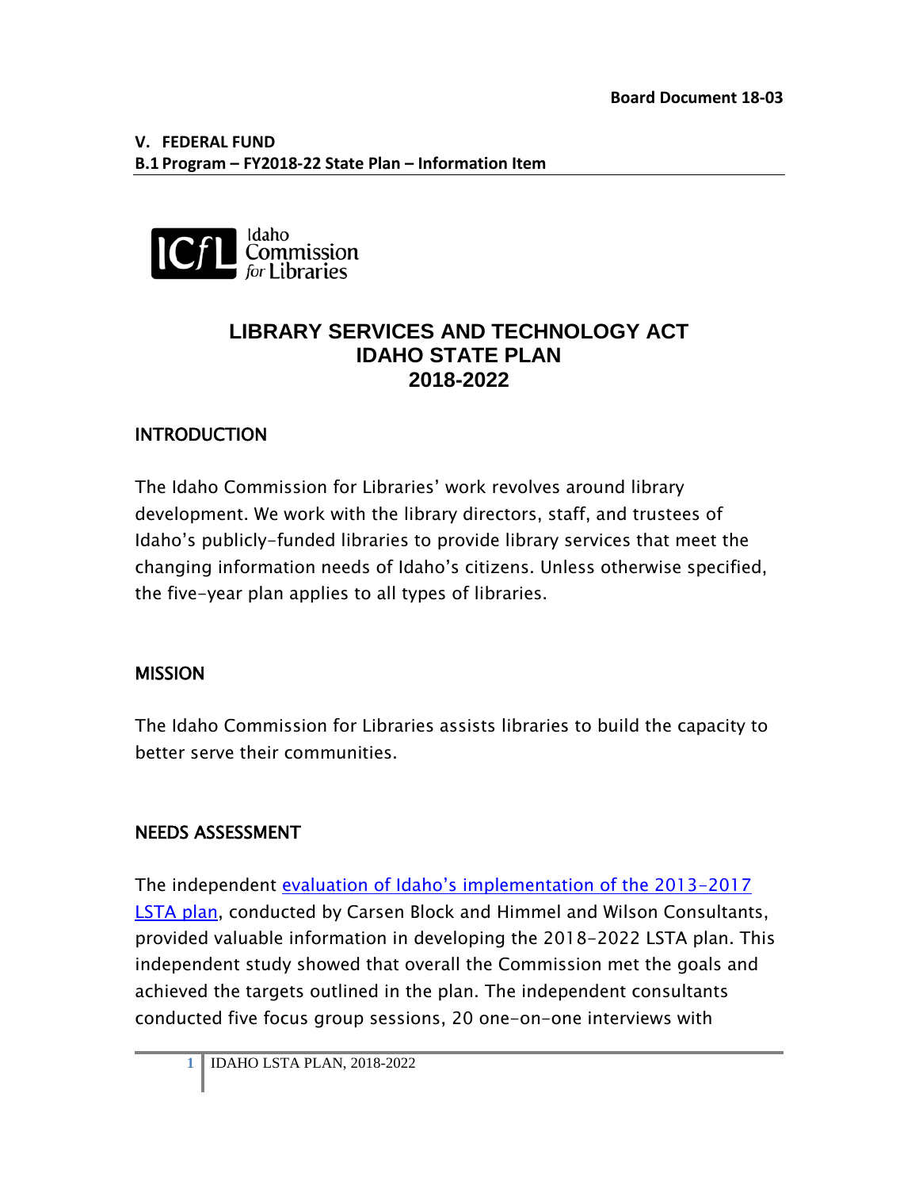**Board Document 18-03**

**V. FEDERAL FUND**
**B.1 Program – FY2018-22 State Plan – Information Item**

ICfL Idaho Commission for Libraries

# LIBRARY SERVICES AND TECHNOLOGY ACT IDAHO STATE PLAN 2018-2022

## INTRODUCTION

The Idaho Commission for Libraries' work revolves around library development. We work with the library directors, staff, and trustees of Idaho's publicly-funded libraries to provide library services that meet the changing information needs of Idaho's citizens. Unless otherwise specified, the five-year plan applies to all types of libraries.

## MISSION

The Idaho Commission for Libraries assists libraries to build the capacity to better serve their communities.

## NEEDS ASSESSMENT

The independent [evaluation of Idaho's implementation of the 2013-2017 LSTA plan](), conducted by Carsen Block and Himmel and Wilson Consultants, provided valuable information in developing the 2018-2022 LSTA plan. This independent study showed that overall the Commission met the goals and achieved the targets outlined in the plan. The independent consultants conducted five focus group sessions, 20 one-on-one interviews with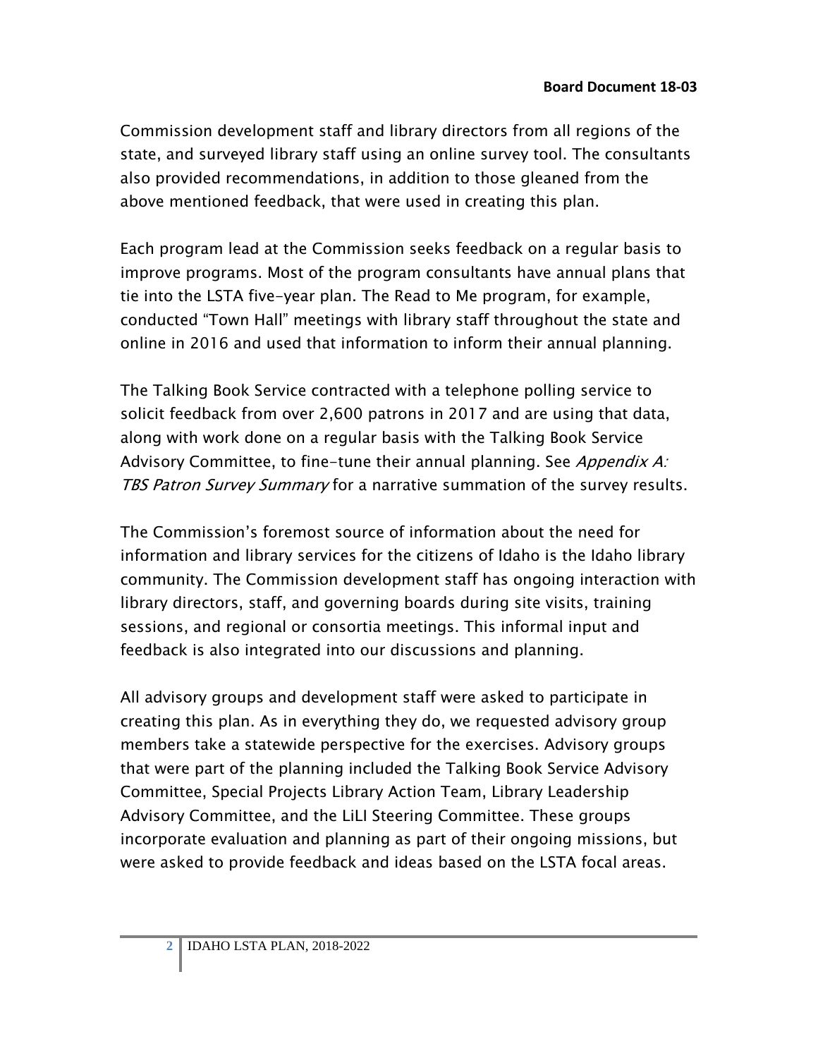Commission development staff and library directors from all regions of the state, and surveyed library staff using an online survey tool. The consultants also provided recommendations, in addition to those gleaned from the above mentioned feedback, that were used in creating this plan.

Each program lead at the Commission seeks feedback on a regular basis to improve programs. Most of the program consultants have annual plans that tie into the LSTA five-year plan. The Read to Me program, for example, conducted "Town Hall" meetings with library staff throughout the state and online in 2016 and used that information to inform their annual planning.

The Talking Book Service contracted with a telephone polling service to solicit feedback from over 2,600 patrons in 2017 and are using that data, along with work done on a regular basis with the Talking Book Service Advisory Committee, to fine-tune their annual planning. See *Appendix A: TBS Patron Survey Summary* for a narrative summation of the survey results.

The Commission's foremost source of information about the need for information and library services for the citizens of Idaho is the Idaho library community. The Commission development staff has ongoing interaction with library directors, staff, and governing boards during site visits, training sessions, and regional or consortia meetings. This informal input and feedback is also integrated into our discussions and planning.

All advisory groups and development staff were asked to participate in creating this plan. As in everything they do, we requested advisory group members take a statewide perspective for the exercises. Advisory groups that were part of the planning included the Talking Book Service Advisory Committee, Special Projects Library Action Team, Library Leadership Advisory Committee, and the LiLI Steering Committee. These groups incorporate evaluation and planning as part of their ongoing missions, but were asked to provide feedback and ideas based on the LSTA focal areas.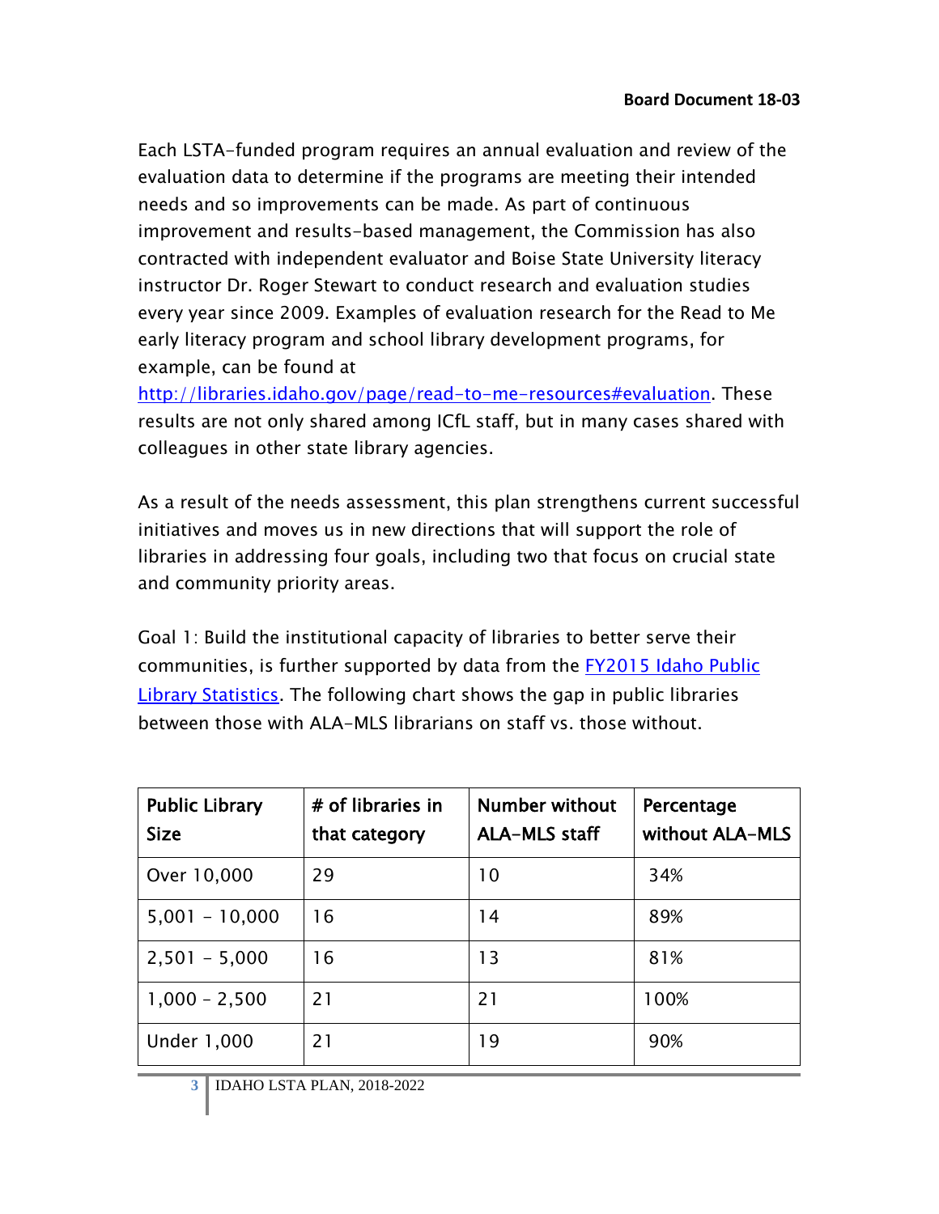Each LSTA-funded program requires an annual evaluation and review of the evaluation data to determine if the programs are meeting their intended needs and so improvements can be made. As part of continuous improvement and results-based management, the Commission has also contracted with independent evaluator and Boise State University literacy instructor Dr. Roger Stewart to conduct research and evaluation studies every year since 2009. Examples of evaluation research for the Read to Me early literacy program and school library development programs, for example, can be found at http://libraries.idaho.gov/page/read-to-me-resources#evaluation. These results are not only shared among ICfL staff, but in many cases shared with colleagues in other state library agencies.

As a result of the needs assessment, this plan strengthens current successful initiatives and moves us in new directions that will support the role of libraries in addressing four goals, including two that focus on crucial state and community priority areas.

Goal 1: Build the institutional capacity of libraries to better serve their communities, is further supported by data from the FY2015 Idaho Public Library Statistics. The following chart shows the gap in public libraries between those with ALA-MLS librarians on staff vs. those without.

| Public Library Size | # of libraries in that category | Number without ALA-MLS staff | Percentage without ALA-MLS |
|---|---|---|---|
| Over 10,000 | 29 | 10 | 34% |
| 5,001 – 10,000 | 16 | 14 | 89% |
| 2,501 – 5,000 | 16 | 13 | 81% |
| 1,000 – 2,500 | 21 | 21 | 100% |
| Under 1,000 | 21 | 19 | 90% |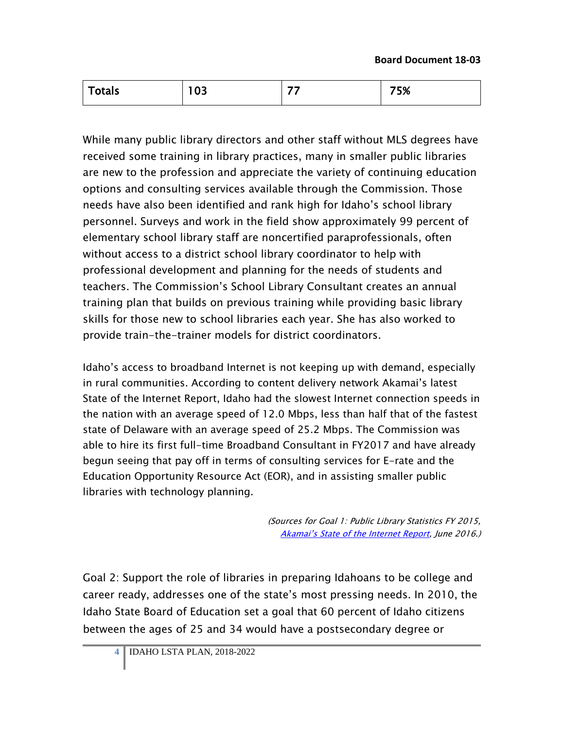| Totals | 103 | 77 | 75% |
|---|---|---|---|

While many public library directors and other staff without MLS degrees have received some training in library practices, many in smaller public libraries are new to the profession and appreciate the variety of continuing education options and consulting services available through the Commission. Those needs have also been identified and rank high for Idaho's school library personnel. Surveys and work in the field show approximately 99 percent of elementary school library staff are noncertified paraprofessionals, often without access to a district school library coordinator to help with professional development and planning for the needs of students and teachers. The Commission's School Library Consultant creates an annual training plan that builds on previous training while providing basic library skills for those new to school libraries each year. She has also worked to provide train-the-trainer models for district coordinators.

Idaho's access to broadband Internet is not keeping up with demand, especially in rural communities. According to content delivery network Akamai's latest State of the Internet Report, Idaho had the slowest Internet connection speeds in the nation with an average speed of 12.0 Mbps, less than half that of the fastest state of Delaware with an average speed of 25.2 Mbps. The Commission was able to hire its first full-time Broadband Consultant in FY2017 and have already begun seeing that pay off in terms of consulting services for E-rate and the Education Opportunity Resource Act (EOR), and in assisting smaller public libraries with technology planning.

*(Sources for Goal 1: Public Library Statistics FY 2015, Akamai's State of the Internet Report, June 2016.)*

Goal 2: Support the role of libraries in preparing Idahoans to be college and career ready, addresses one of the state's most pressing needs. In 2010, the Idaho State Board of Education set a goal that 60 percent of Idaho citizens between the ages of 25 and 34 would have a postsecondary degree or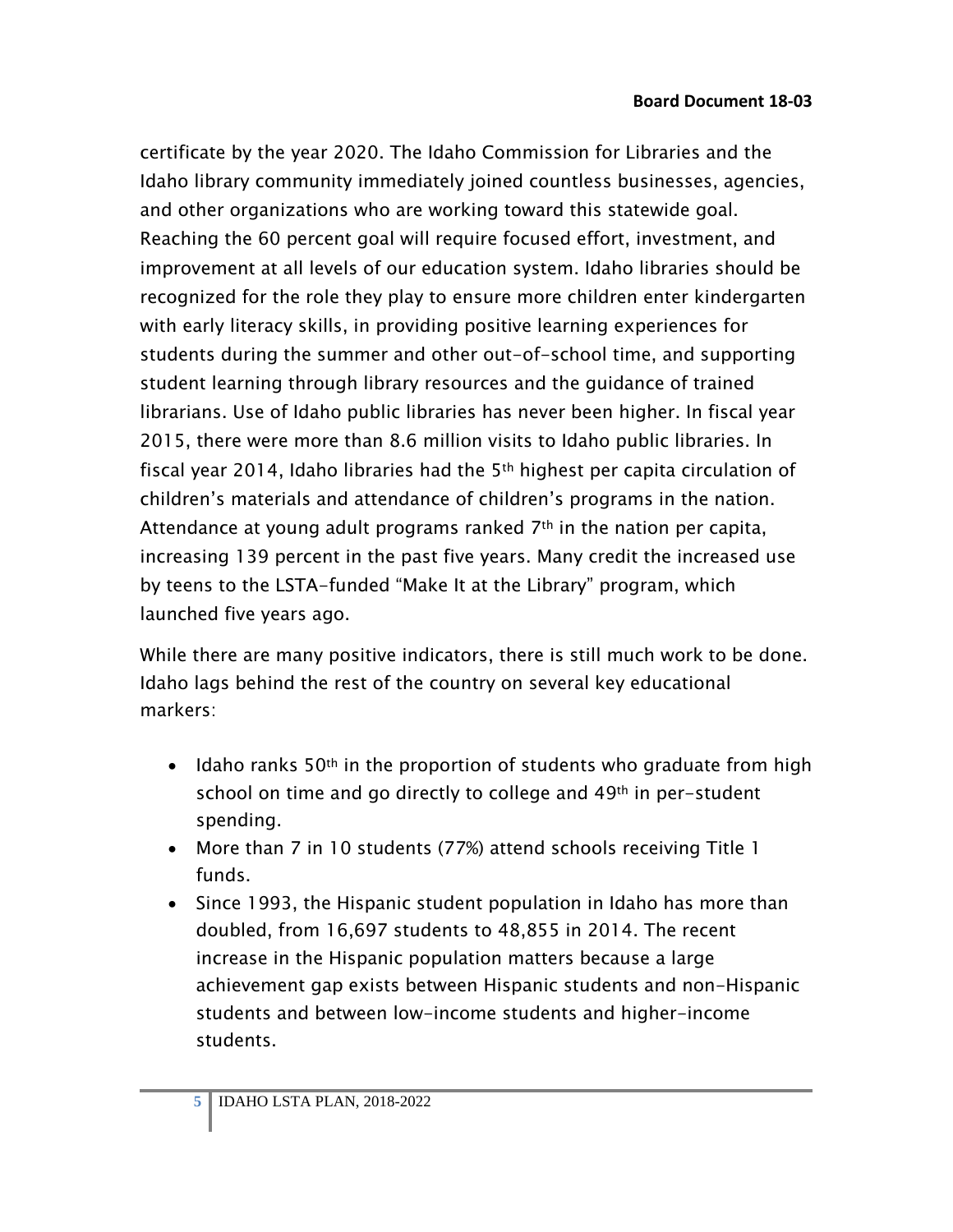certificate by the year 2020. The Idaho Commission for Libraries and the Idaho library community immediately joined countless businesses, agencies, and other organizations who are working toward this statewide goal. Reaching the 60 percent goal will require focused effort, investment, and improvement at all levels of our education system. Idaho libraries should be recognized for the role they play to ensure more children enter kindergarten with early literacy skills, in providing positive learning experiences for students during the summer and other out-of-school time, and supporting student learning through library resources and the guidance of trained librarians. Use of Idaho public libraries has never been higher. In fiscal year 2015, there were more than 8.6 million visits to Idaho public libraries. In fiscal year 2014, Idaho libraries had the 5th highest per capita circulation of children's materials and attendance of children's programs in the nation. Attendance at young adult programs ranked 7th in the nation per capita, increasing 139 percent in the past five years. Many credit the increased use by teens to the LSTA-funded "Make It at the Library" program, which launched five years ago.

While there are many positive indicators, there is still much work to be done. Idaho lags behind the rest of the country on several key educational markers:

- Idaho ranks 50th in the proportion of students who graduate from high school on time and go directly to college and 49th in per-student spending.
- More than 7 in 10 students (77%) attend schools receiving Title 1 funds.
- Since 1993, the Hispanic student population in Idaho has more than doubled, from 16,697 students to 48,855 in 2014. The recent increase in the Hispanic population matters because a large achievement gap exists between Hispanic students and non-Hispanic students and between low-income students and higher-income students.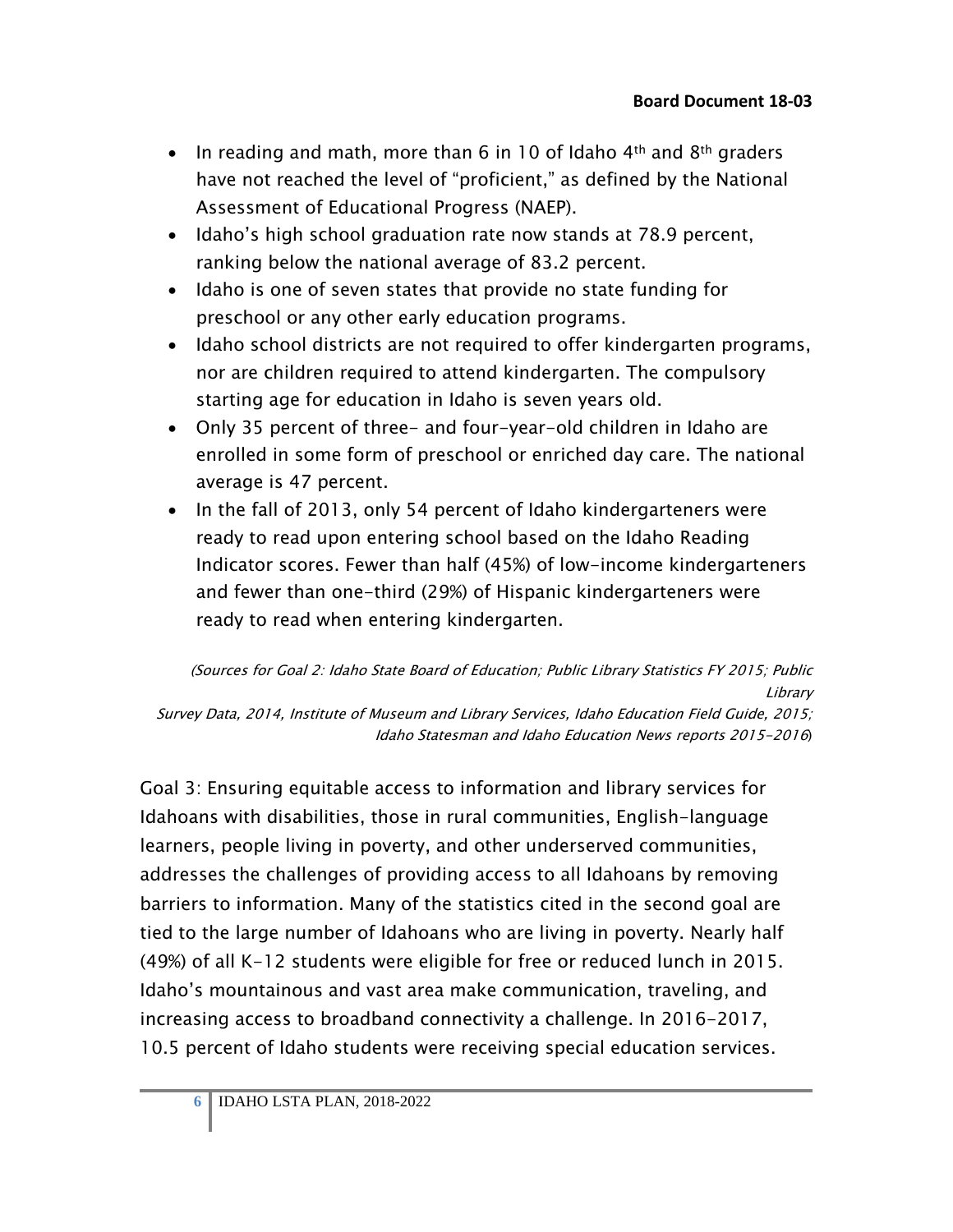- In reading and math, more than 6 in 10 of Idaho 4th and 8th graders have not reached the level of "proficient," as defined by the National Assessment of Educational Progress (NAEP).
- Idaho's high school graduation rate now stands at 78.9 percent, ranking below the national average of 83.2 percent.
- Idaho is one of seven states that provide no state funding for preschool or any other early education programs.
- Idaho school districts are not required to offer kindergarten programs, nor are children required to attend kindergarten. The compulsory starting age for education in Idaho is seven years old.
- Only 35 percent of three- and four-year-old children in Idaho are enrolled in some form of preschool or enriched day care. The national average is 47 percent.
- In the fall of 2013, only 54 percent of Idaho kindergarteners were ready to read upon entering school based on the Idaho Reading Indicator scores. Fewer than half (45%) of low-income kindergarteners and fewer than one-third (29%) of Hispanic kindergarteners were ready to read when entering kindergarten.

*(Sources for Goal 2: Idaho State Board of Education; Public Library Statistics FY 2015; Public Library Survey Data, 2014, Institute of Museum and Library Services, Idaho Education Field Guide, 2015; Idaho Statesman and Idaho Education News reports 2015-2016)*

Goal 3: Ensuring equitable access to information and library services for Idahoans with disabilities, those in rural communities, English-language learners, people living in poverty, and other underserved communities, addresses the challenges of providing access to all Idahoans by removing barriers to information. Many of the statistics cited in the second goal are tied to the large number of Idahoans who are living in poverty. Nearly half (49%) of all K-12 students were eligible for free or reduced lunch in 2015. Idaho's mountainous and vast area make communication, traveling, and increasing access to broadband connectivity a challenge. In 2016-2017, 10.5 percent of Idaho students were receiving special education services.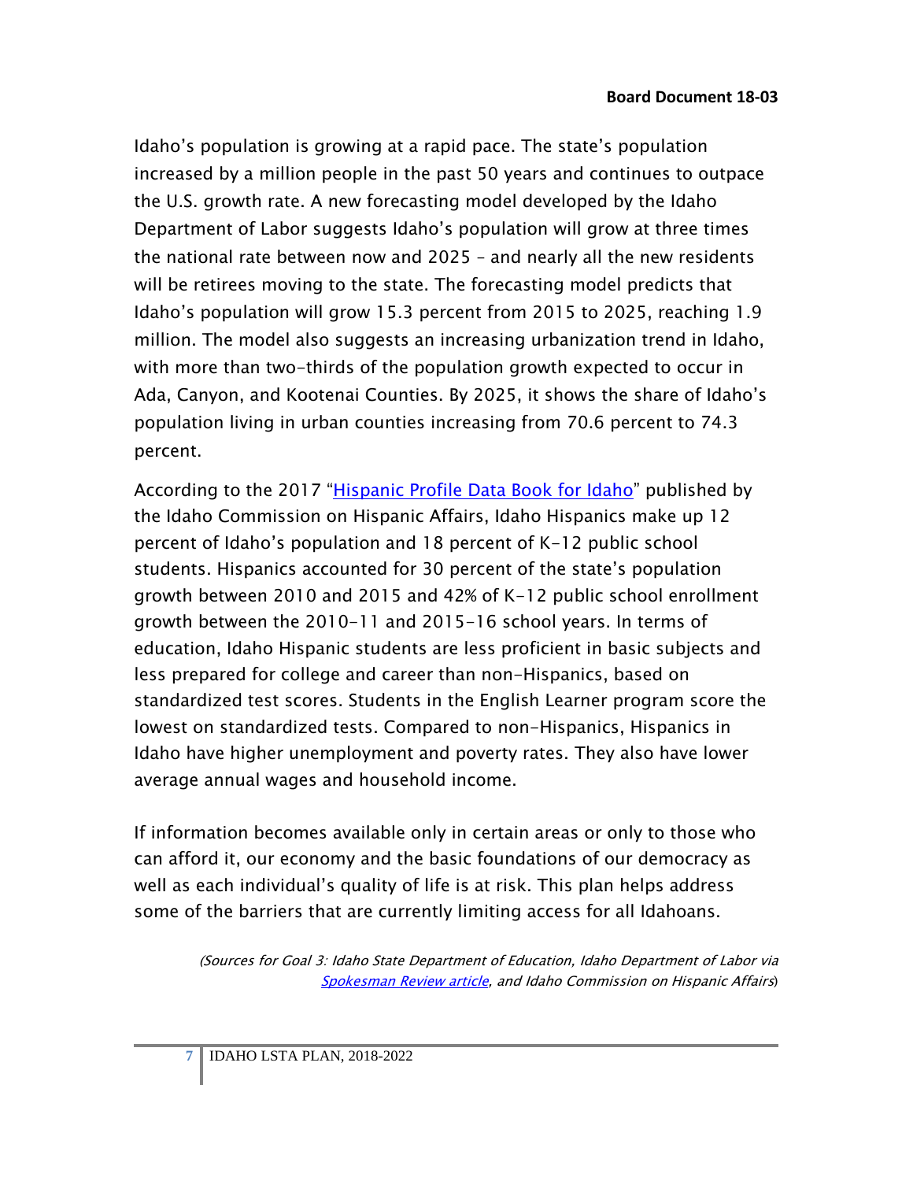Idaho's population is growing at a rapid pace. The state's population increased by a million people in the past 50 years and continues to outpace the U.S. growth rate. A new forecasting model developed by the Idaho Department of Labor suggests Idaho's population will grow at three times the national rate between now and 2025 – and nearly all the new residents will be retirees moving to the state. The forecasting model predicts that Idaho's population will grow 15.3 percent from 2015 to 2025, reaching 1.9 million. The model also suggests an increasing urbanization trend in Idaho, with more than two-thirds of the population growth expected to occur in Ada, Canyon, and Kootenai Counties. By 2025, it shows the share of Idaho's population living in urban counties increasing from 70.6 percent to 74.3 percent.

According to the 2017 "Hispanic Profile Data Book for Idaho" published by the Idaho Commission on Hispanic Affairs, Idaho Hispanics make up 12 percent of Idaho's population and 18 percent of K-12 public school students. Hispanics accounted for 30 percent of the state's population growth between 2010 and 2015 and 42% of K-12 public school enrollment growth between the 2010-11 and 2015-16 school years. In terms of education, Idaho Hispanic students are less proficient in basic subjects and less prepared for college and career than non-Hispanics, based on standardized test scores. Students in the English Learner program score the lowest on standardized tests. Compared to non-Hispanics, Hispanics in Idaho have higher unemployment and poverty rates. They also have lower average annual wages and household income.

If information becomes available only in certain areas or only to those who can afford it, our economy and the basic foundations of our democracy as well as each individual's quality of life is at risk. This plan helps address some of the barriers that are currently limiting access for all Idahoans.

*(Sources for Goal 3: Idaho State Department of Education, Idaho Department of Labor via Spokesman Review article, and Idaho Commission on Hispanic Affairs)*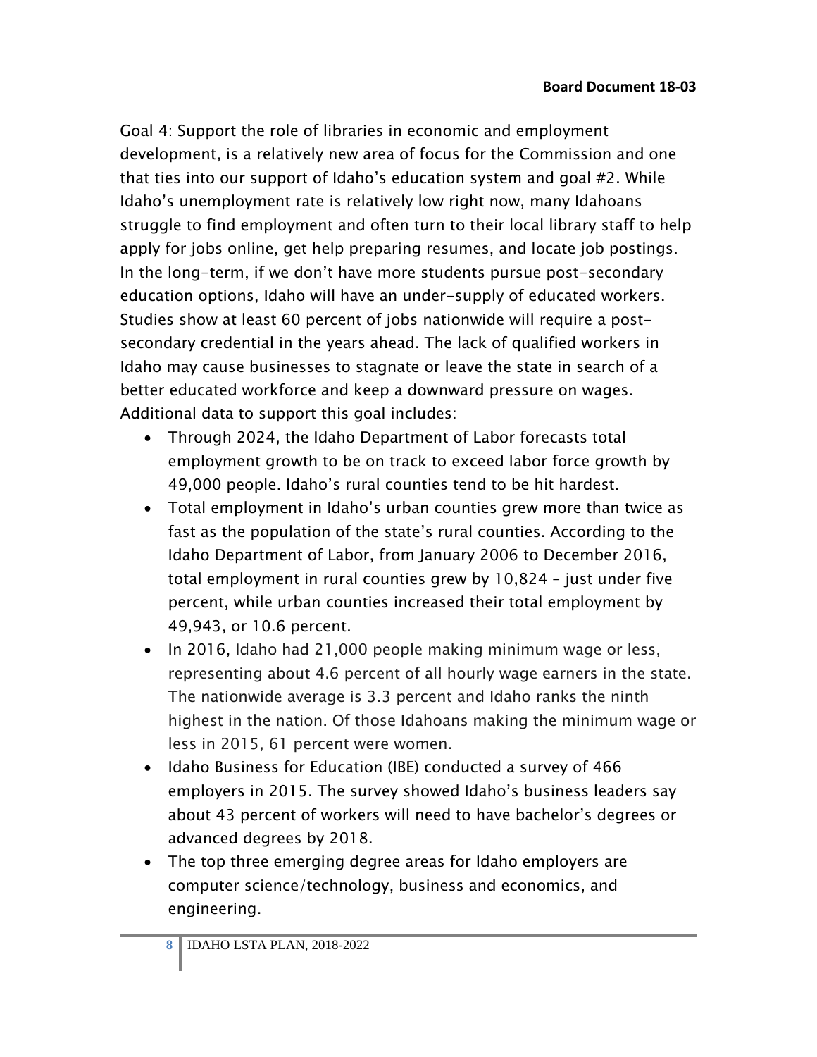Goal 4: Support the role of libraries in economic and employment development, is a relatively new area of focus for the Commission and one that ties into our support of Idaho's education system and goal #2. While Idaho's unemployment rate is relatively low right now, many Idahoans struggle to find employment and often turn to their local library staff to help apply for jobs online, get help preparing resumes, and locate job postings. In the long-term, if we don't have more students pursue post-secondary education options, Idaho will have an under-supply of educated workers. Studies show at least 60 percent of jobs nationwide will require a post-secondary credential in the years ahead. The lack of qualified workers in Idaho may cause businesses to stagnate or leave the state in search of a better educated workforce and keep a downward pressure on wages. Additional data to support this goal includes:

- Through 2024, the Idaho Department of Labor forecasts total employment growth to be on track to exceed labor force growth by 49,000 people. Idaho's rural counties tend to be hit hardest.
- Total employment in Idaho's urban counties grew more than twice as fast as the population of the state's rural counties. According to the Idaho Department of Labor, from January 2006 to December 2016, total employment in rural counties grew by 10,824 – just under five percent, while urban counties increased their total employment by 49,943, or 10.6 percent.
- In 2016, Idaho had 21,000 people making minimum wage or less, representing about 4.6 percent of all hourly wage earners in the state. The nationwide average is 3.3 percent and Idaho ranks the ninth highest in the nation. Of those Idahoans making the minimum wage or less in 2015, 61 percent were women.
- Idaho Business for Education (IBE) conducted a survey of 466 employers in 2015. The survey showed Idaho's business leaders say about 43 percent of workers will need to have bachelor's degrees or advanced degrees by 2018.
- The top three emerging degree areas for Idaho employers are computer science/technology, business and economics, and engineering.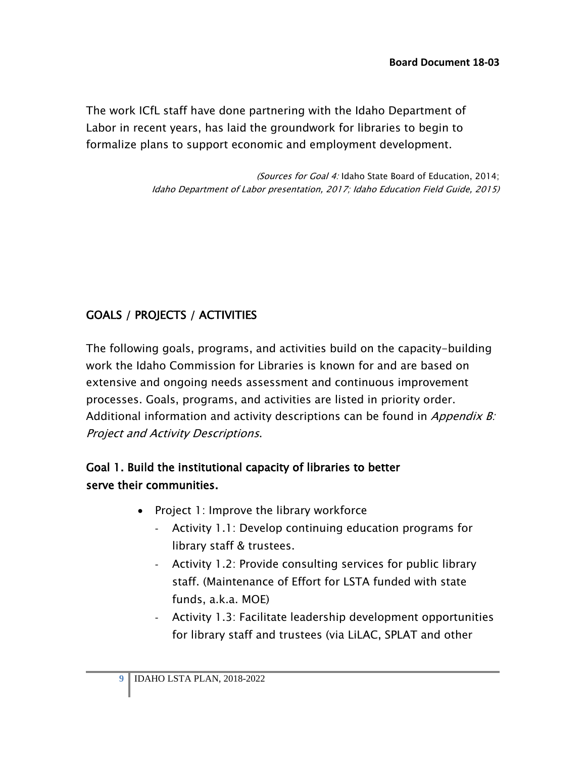The work ICfL staff have done partnering with the Idaho Department of Labor in recent years, has laid the groundwork for libraries to begin to formalize plans to support economic and employment development.

*(Sources for Goal 4:* Idaho State Board of Education, 2014; *Idaho Department of Labor presentation, 2017; Idaho Education Field Guide, 2015)*

## GOALS / PROJECTS / ACTIVITIES

The following goals, programs, and activities build on the capacity-building work the Idaho Commission for Libraries is known for and are based on extensive and ongoing needs assessment and continuous improvement processes. Goals, programs, and activities are listed in priority order. Additional information and activity descriptions can be found in *Appendix B: Project and Activity Descriptions*.

### Goal 1. Build the institutional capacity of libraries to better serve their communities.

- Project 1: Improve the library workforce
  - Activity 1.1: Develop continuing education programs for library staff & trustees.
  - Activity 1.2: Provide consulting services for public library staff. (Maintenance of Effort for LSTA funded with state funds, a.k.a. MOE)
  - Activity 1.3: Facilitate leadership development opportunities for library staff and trustees (via LiLAC, SPLAT and other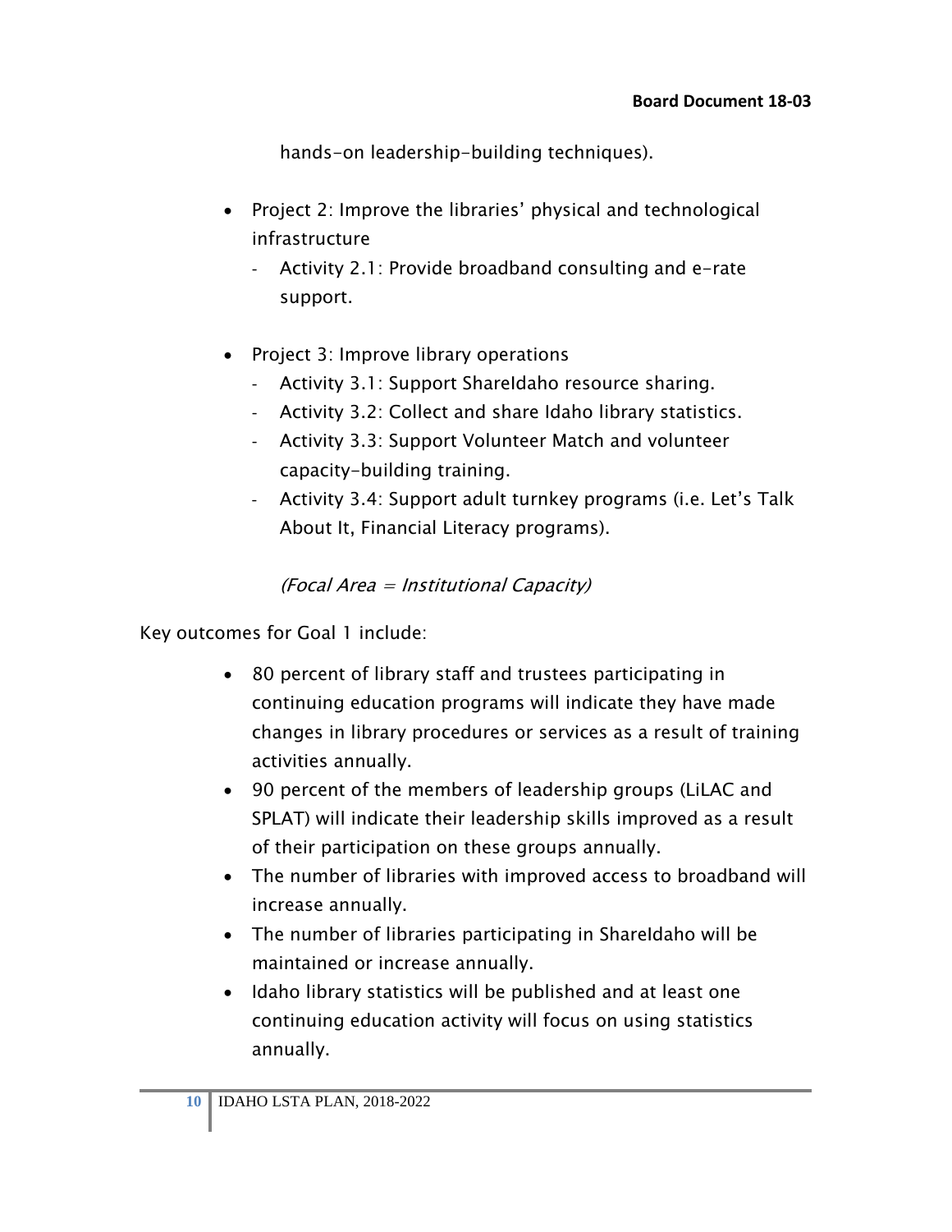hands-on leadership-building techniques).

- Project 2: Improve the libraries' physical and technological infrastructure
  - Activity 2.1: Provide broadband consulting and e-rate support.

- Project 3: Improve library operations
  - Activity 3.1: Support ShareIdaho resource sharing.
  - Activity 3.2: Collect and share Idaho library statistics.
  - Activity 3.3: Support Volunteer Match and volunteer capacity-building training.
  - Activity 3.4: Support adult turnkey programs (i.e. Let's Talk About It, Financial Literacy programs).

*(Focal Area = Institutional Capacity)*

Key outcomes for Goal 1 include:

- 80 percent of library staff and trustees participating in continuing education programs will indicate they have made changes in library procedures or services as a result of training activities annually.
- 90 percent of the members of leadership groups (LiLAC and SPLAT) will indicate their leadership skills improved as a result of their participation on these groups annually.
- The number of libraries with improved access to broadband will increase annually.
- The number of libraries participating in ShareIdaho will be maintained or increase annually.
- Idaho library statistics will be published and at least one continuing education activity will focus on using statistics annually.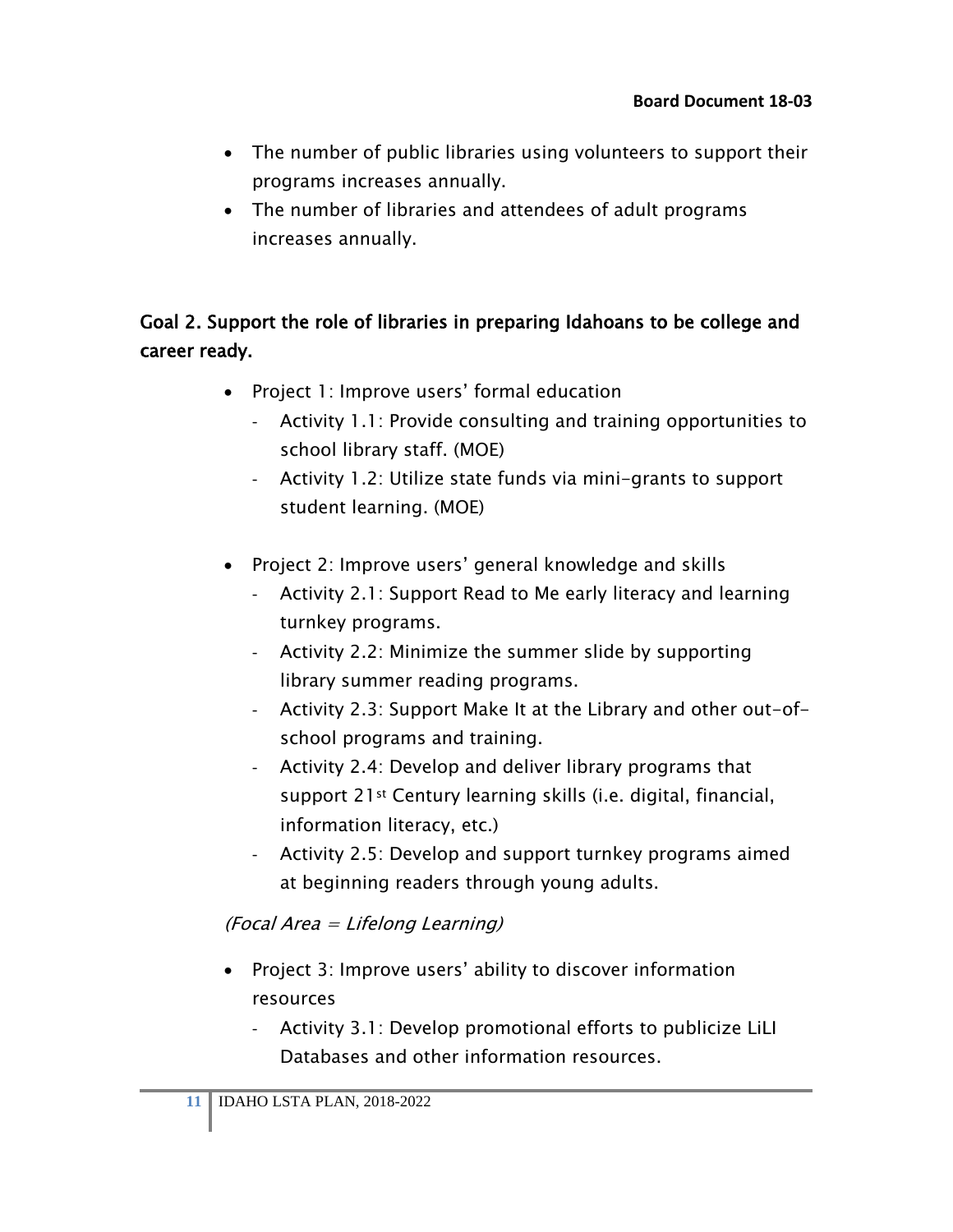- The number of public libraries using volunteers to support their programs increases annually.
- The number of libraries and attendees of adult programs increases annually.

### Goal 2. Support the role of libraries in preparing Idahoans to be college and career ready.

- Project 1: Improve users' formal education
  - Activity 1.1: Provide consulting and training opportunities to school library staff. (MOE)
  - Activity 1.2: Utilize state funds via mini-grants to support student learning. (MOE)

- Project 2: Improve users' general knowledge and skills
  - Activity 2.1: Support Read to Me early literacy and learning turnkey programs.
  - Activity 2.2: Minimize the summer slide by supporting library summer reading programs.
  - Activity 2.3: Support Make It at the Library and other out-of-school programs and training.
  - Activity 2.4: Develop and deliver library programs that support 21st Century learning skills (i.e. digital, financial, information literacy, etc.)
  - Activity 2.5: Develop and support turnkey programs aimed at beginning readers through young adults.

*(Focal Area = Lifelong Learning)*

- Project 3: Improve users' ability to discover information resources
  - Activity 3.1: Develop promotional efforts to publicize LiLI Databases and other information resources.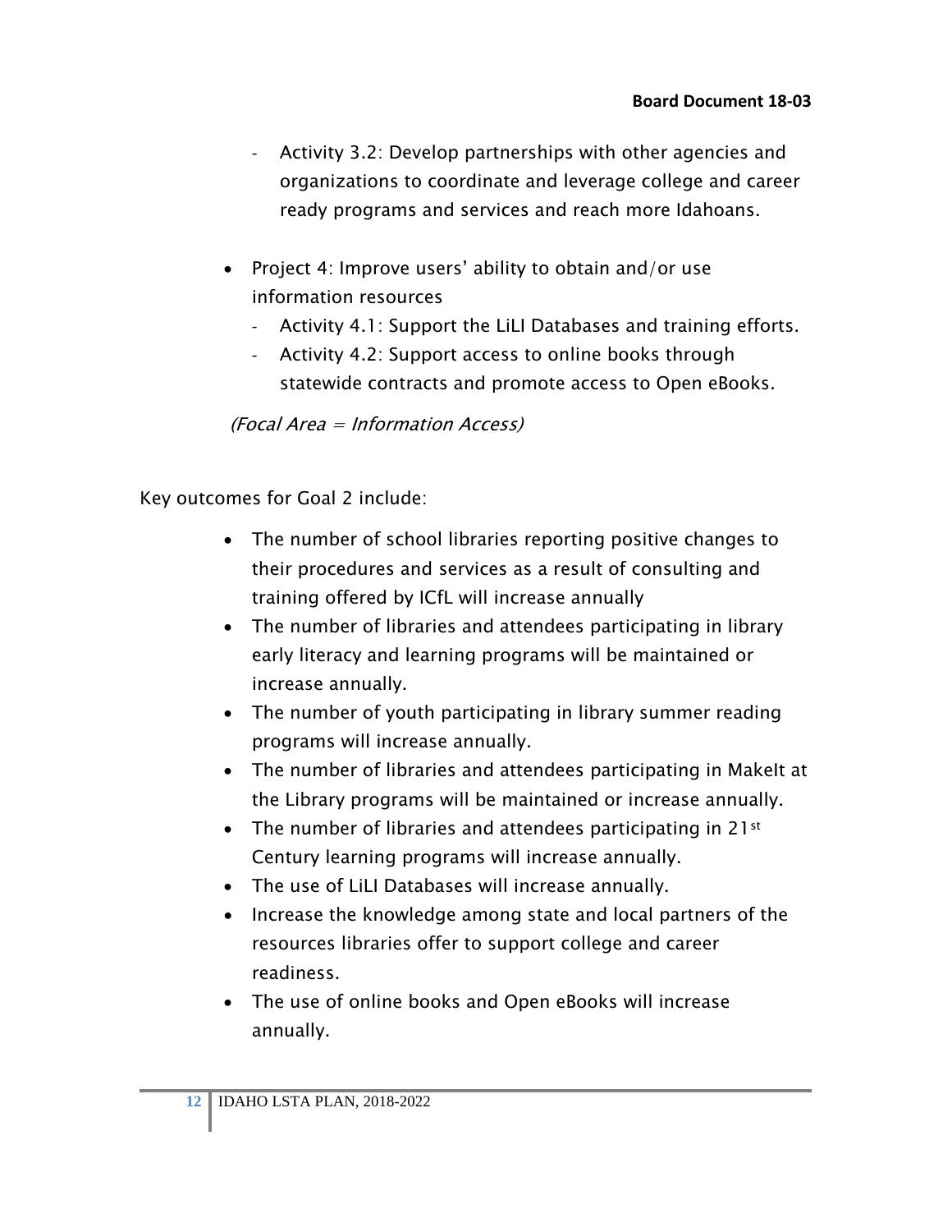- Activity 3.2: Develop partnerships with other agencies and organizations to coordinate and leverage college and career ready programs and services and reach more Idahoans.

- Project 4: Improve users' ability to obtain and/or use information resources
  - Activity 4.1: Support the LiLI Databases and training efforts.
  - Activity 4.2: Support access to online books through statewide contracts and promote access to Open eBooks.

*(Focal Area = Information Access)*

Key outcomes for Goal 2 include:

- The number of school libraries reporting positive changes to their procedures and services as a result of consulting and training offered by ICfL will increase annually
- The number of libraries and attendees participating in library early literacy and learning programs will be maintained or increase annually.
- The number of youth participating in library summer reading programs will increase annually.
- The number of libraries and attendees participating in MakeIt at the Library programs will be maintained or increase annually.
- The number of libraries and attendees participating in 21st Century learning programs will increase annually.
- The use of LiLI Databases will increase annually.
- Increase the knowledge among state and local partners of the resources libraries offer to support college and career readiness.
- The use of online books and Open eBooks will increase annually.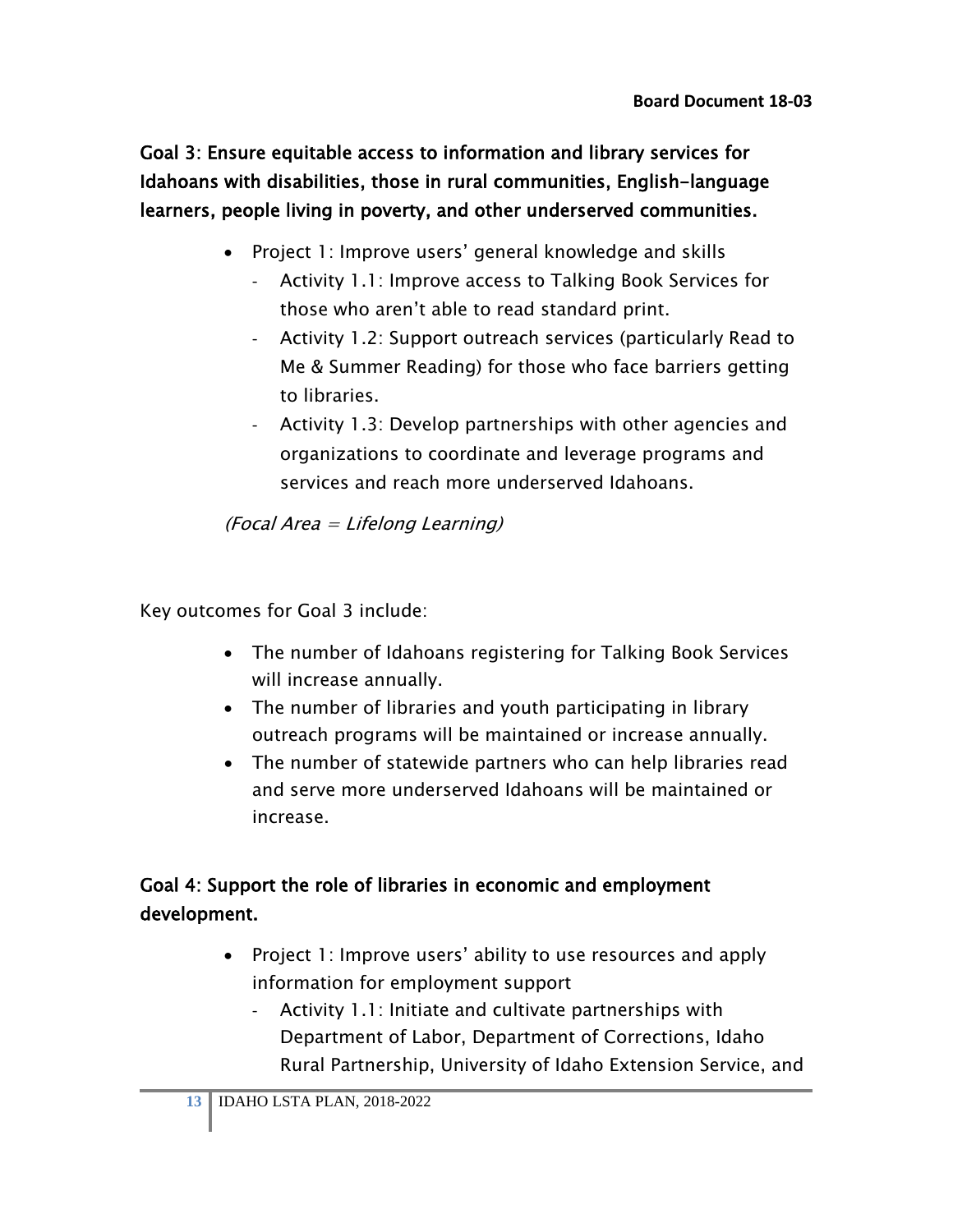**Goal 3: Ensure equitable access to information and library services for Idahoans with disabilities, those in rural communities, English-language learners, people living in poverty, and other underserved communities.**

- Project 1: Improve users' general knowledge and skills
  - Activity 1.1: Improve access to Talking Book Services for those who aren't able to read standard print.
  - Activity 1.2: Support outreach services (particularly Read to Me & Summer Reading) for those who face barriers getting to libraries.
  - Activity 1.3: Develop partnerships with other agencies and organizations to coordinate and leverage programs and services and reach more underserved Idahoans.

*(Focal Area = Lifelong Learning)*

Key outcomes for Goal 3 include:

- The number of Idahoans registering for Talking Book Services will increase annually.
- The number of libraries and youth participating in library outreach programs will be maintained or increase annually.
- The number of statewide partners who can help libraries read and serve more underserved Idahoans will be maintained or increase.

**Goal 4: Support the role of libraries in economic and employment development.**

- Project 1: Improve users' ability to use resources and apply information for employment support
  - Activity 1.1: Initiate and cultivate partnerships with Department of Labor, Department of Corrections, Idaho Rural Partnership, University of Idaho Extension Service, and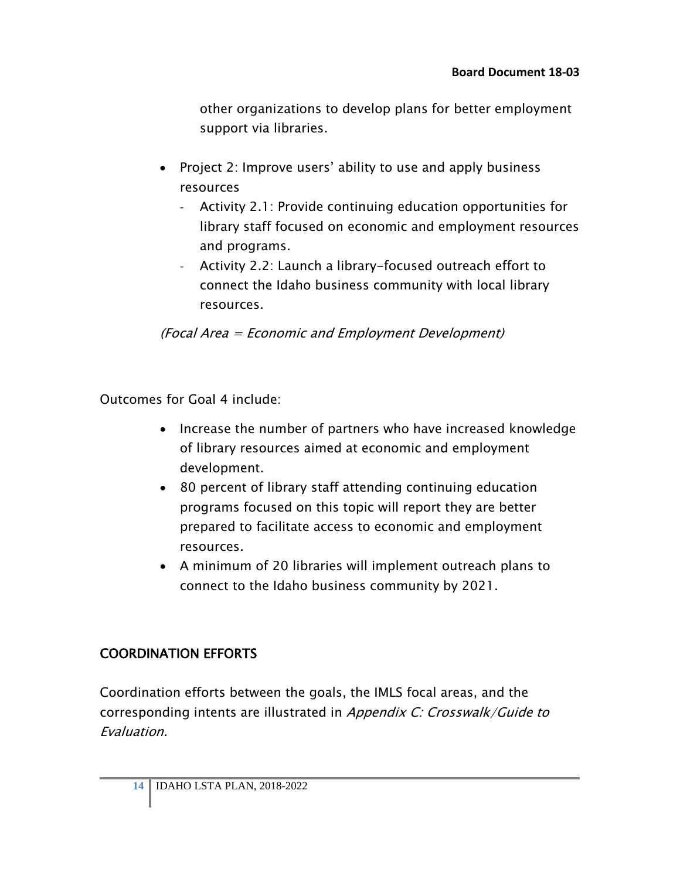other organizations to develop plans for better employment support via libraries.

- Project 2: Improve users' ability to use and apply business resources
  - Activity 2.1: Provide continuing education opportunities for library staff focused on economic and employment resources and programs.
  - Activity 2.2: Launch a library-focused outreach effort to connect the Idaho business community with local library resources.

*(Focal Area = Economic and Employment Development)*

Outcomes for Goal 4 include:

- Increase the number of partners who have increased knowledge of library resources aimed at economic and employment development.
- 80 percent of library staff attending continuing education programs focused on this topic will report they are better prepared to facilitate access to economic and employment resources.
- A minimum of 20 libraries will implement outreach plans to connect to the Idaho business community by 2021.

## COORDINATION EFFORTS

Coordination efforts between the goals, the IMLS focal areas, and the corresponding intents are illustrated in *Appendix C: Crosswalk/Guide to Evaluation.*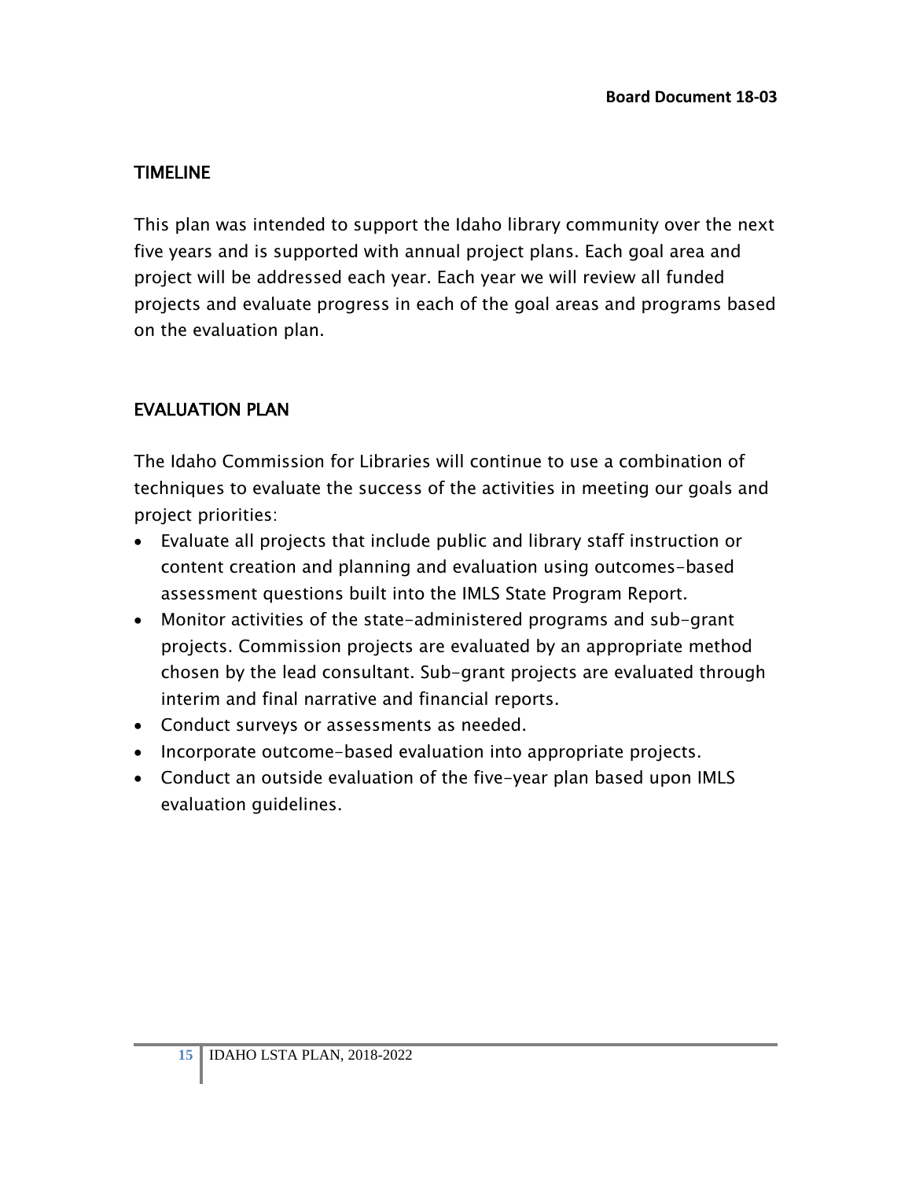## TIMELINE

This plan was intended to support the Idaho library community over the next five years and is supported with annual project plans. Each goal area and project will be addressed each year. Each year we will review all funded projects and evaluate progress in each of the goal areas and programs based on the evaluation plan.

## EVALUATION PLAN

The Idaho Commission for Libraries will continue to use a combination of techniques to evaluate the success of the activities in meeting our goals and project priorities:

- Evaluate all projects that include public and library staff instruction or content creation and planning and evaluation using outcomes-based assessment questions built into the IMLS State Program Report.
- Monitor activities of the state-administered programs and sub-grant projects. Commission projects are evaluated by an appropriate method chosen by the lead consultant. Sub-grant projects are evaluated through interim and final narrative and financial reports.
- Conduct surveys or assessments as needed.
- Incorporate outcome-based evaluation into appropriate projects.
- Conduct an outside evaluation of the five-year plan based upon IMLS evaluation guidelines.